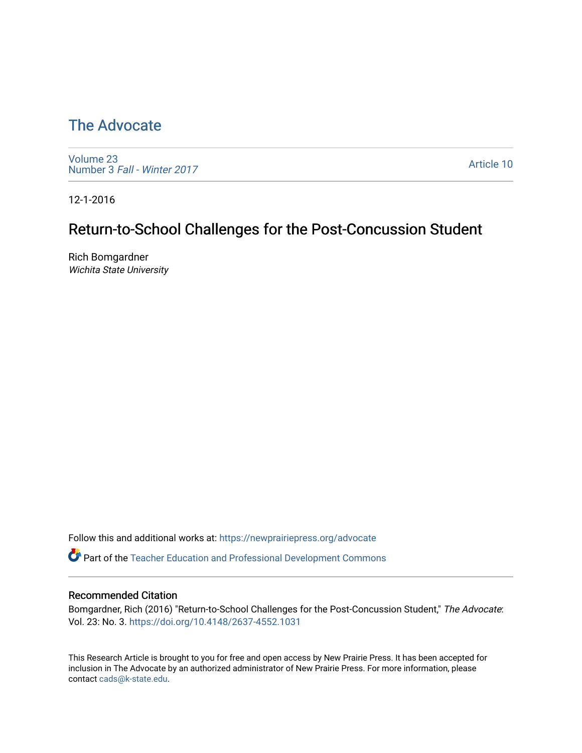# The Advocate

Volume 23
Number 3 *Fall - Winter 2017*

Article 10

12-1-2016

## Return-to-School Challenges for the Post-Concussion Student

Rich Bomgardner
*Wichita State University*

Follow this and additional works at: https://newprairiepress.org/advocate

Part of the Teacher Education and Professional Development Commons

### Recommended Citation

Bomgardner, Rich (2016) "Return-to-School Challenges for the Post-Concussion Student," *The Advocate*: Vol. 23: No. 3. https://doi.org/10.4148/2637-4552.1031

This Research Article is brought to you for free and open access by New Prairie Press. It has been accepted for inclusion in The Advocate by an authorized administrator of New Prairie Press. For more information, please contact cads@k-state.edu.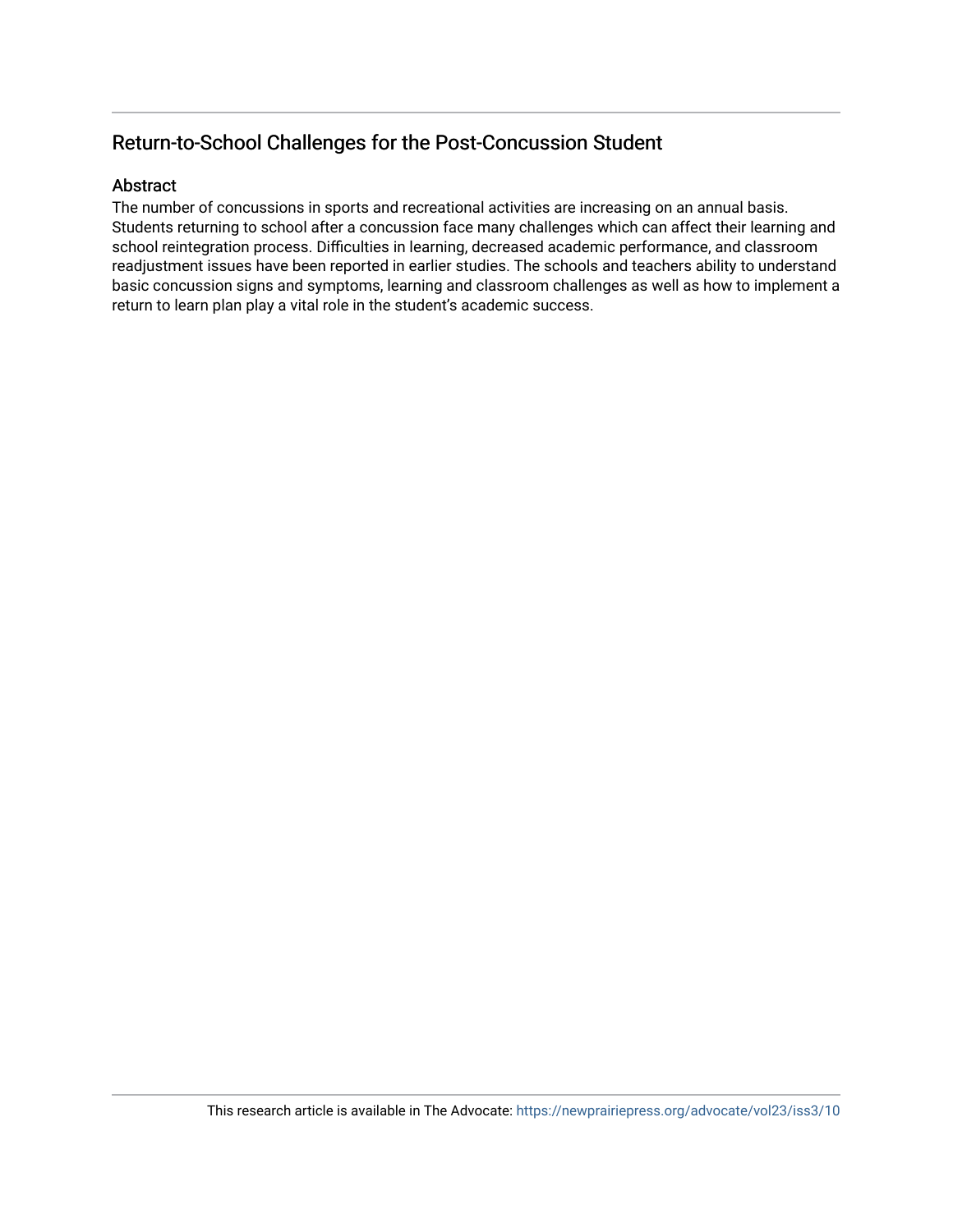## Return-to-School Challenges for the Post-Concussion Student

### Abstract

The number of concussions in sports and recreational activities are increasing on an annual basis. Students returning to school after a concussion face many challenges which can affect their learning and school reintegration process. Difficulties in learning, decreased academic performance, and classroom readjustment issues have been reported in earlier studies. The schools and teachers ability to understand basic concussion signs and symptoms, learning and classroom challenges as well as how to implement a return to learn plan play a vital role in the student's academic success.

This research article is available in The Advocate: https://newprairiepress.org/advocate/vol23/iss3/10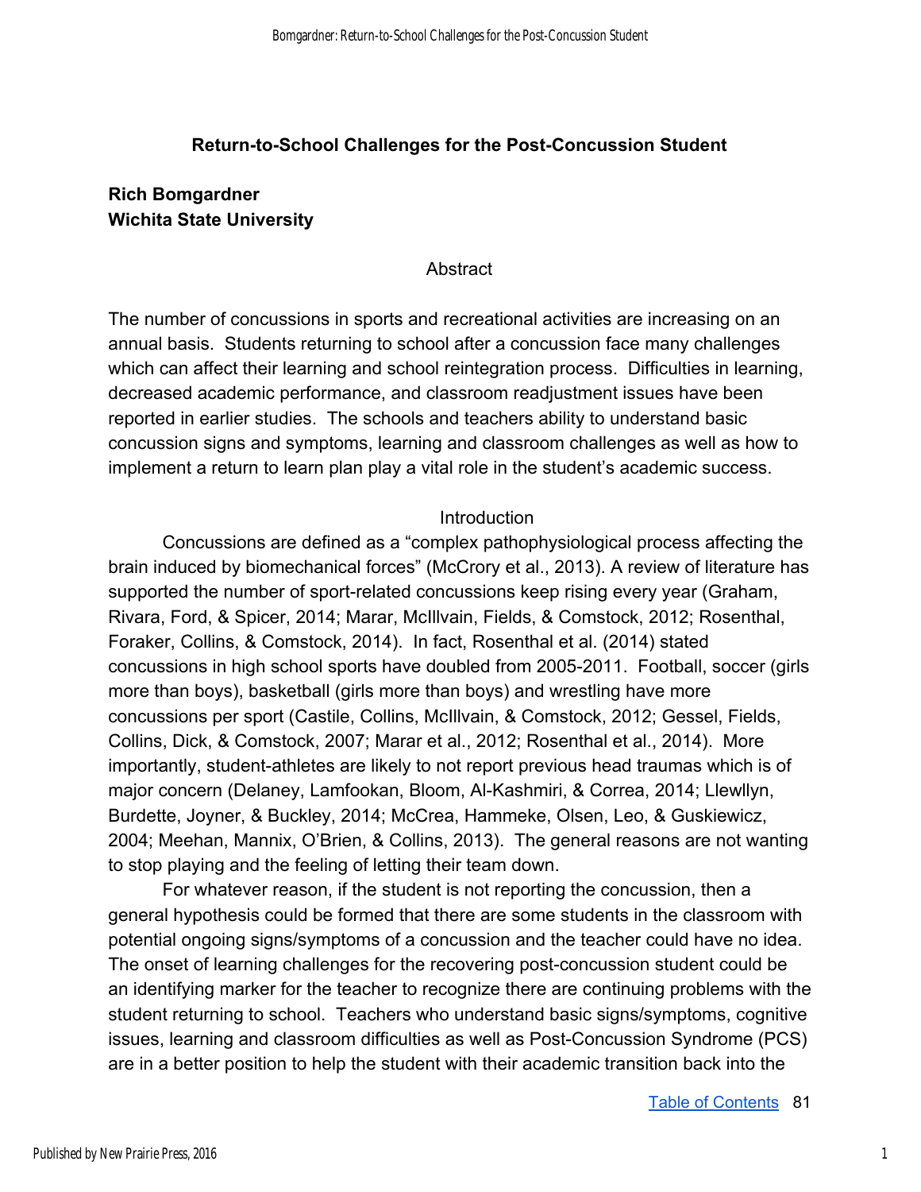## Return-to-School Challenges for the Post-Concussion Student

**Rich Bomgardner**
**Wichita State University**

### Abstract

The number of concussions in sports and recreational activities are increasing on an annual basis. Students returning to school after a concussion face many challenges which can affect their learning and school reintegration process. Difficulties in learning, decreased academic performance, and classroom readjustment issues have been reported in earlier studies. The schools and teachers ability to understand basic concussion signs and symptoms, learning and classroom challenges as well as how to implement a return to learn plan play a vital role in the student's academic success.

### Introduction

Concussions are defined as a "complex pathophysiological process affecting the brain induced by biomechanical forces" (McCrory et al., 2013). A review of literature has supported the number of sport-related concussions keep rising every year (Graham, Rivara, Ford, & Spicer, 2014; Marar, McIlvain, Fields, & Comstock, 2012; Rosenthal, Foraker, Collins, & Comstock, 2014). In fact, Rosenthal et al. (2014) stated concussions in high school sports have doubled from 2005-2011. Football, soccer (girls more than boys), basketball (girls more than boys) and wrestling have more concussions per sport (Castile, Collins, McIlvain, & Comstock, 2012; Gessel, Fields, Collins, Dick, & Comstock, 2007; Marar et al., 2012; Rosenthal et al., 2014). More importantly, student-athletes are likely to not report previous head traumas which is of major concern (Delaney, Lamfookan, Bloom, Al-Kashmiri, & Correa, 2014; Llewllyn, Burdette, Joyner, & Buckley, 2014; McCrea, Hammeke, Olsen, Leo, & Guskiewicz, 2004; Meehan, Mannix, O'Brien, & Collins, 2013). The general reasons are not wanting to stop playing and the feeling of letting their team down.

For whatever reason, if the student is not reporting the concussion, then a general hypothesis could be formed that there are some students in the classroom with potential ongoing signs/symptoms of a concussion and the teacher could have no idea. The onset of learning challenges for the recovering post-concussion student could be an identifying marker for the teacher to recognize there are continuing problems with the student returning to school. Teachers who understand basic signs/symptoms, cognitive issues, learning and classroom difficulties as well as Post-Concussion Syndrome (PCS) are in a better position to help the student with their academic transition back into the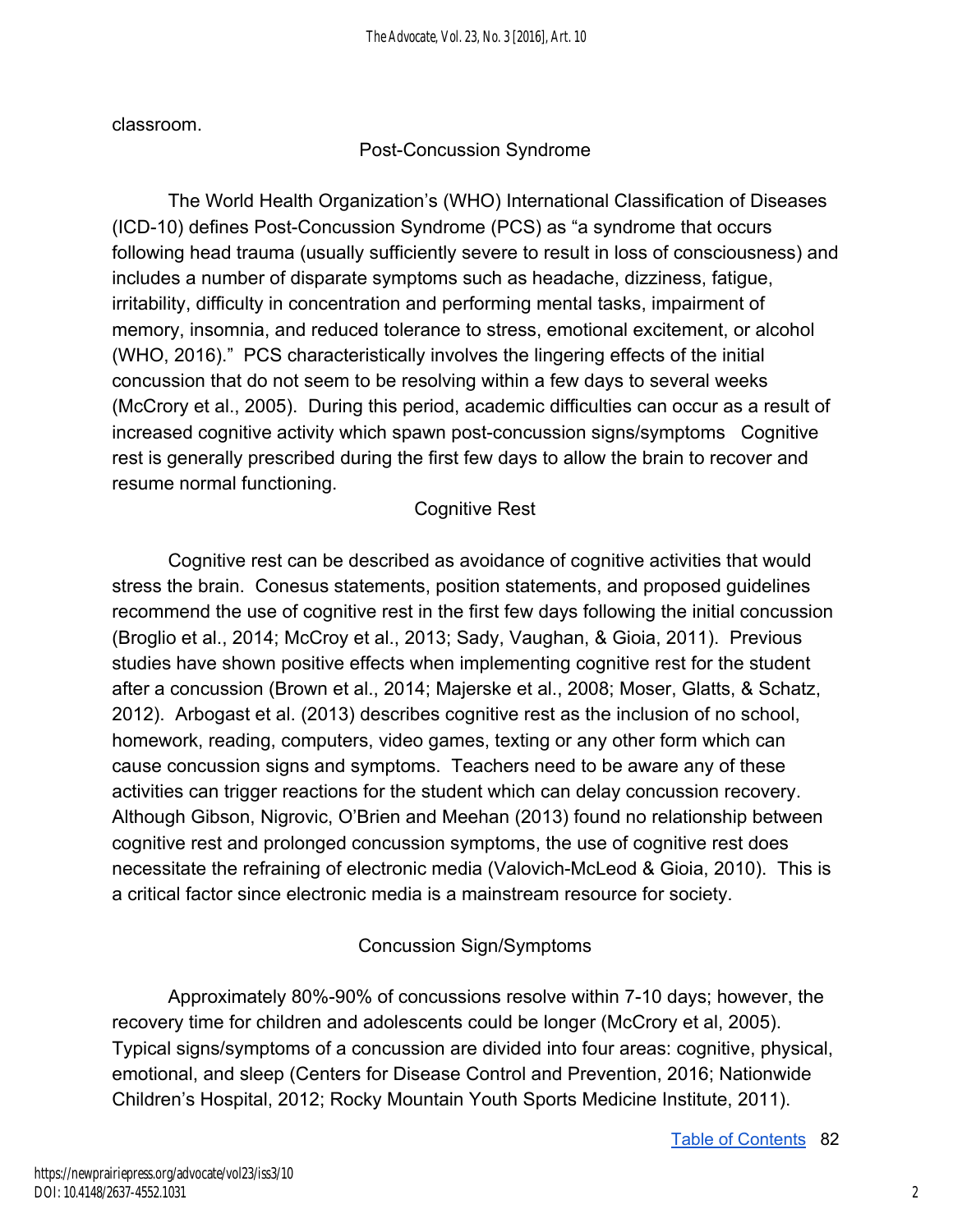classroom.

## Post-Concussion Syndrome

The World Health Organization's (WHO) International Classification of Diseases (ICD-10) defines Post-Concussion Syndrome (PCS) as "a syndrome that occurs following head trauma (usually sufficiently severe to result in loss of consciousness) and includes a number of disparate symptoms such as headache, dizziness, fatigue, irritability, difficulty in concentration and performing mental tasks, impairment of memory, insomnia, and reduced tolerance to stress, emotional excitement, or alcohol (WHO, 2016)." PCS characteristically involves the lingering effects of the initial concussion that do not seem to be resolving within a few days to several weeks (McCrory et al., 2005). During this period, academic difficulties can occur as a result of increased cognitive activity which spawn post-concussion signs/symptoms Cognitive rest is generally prescribed during the first few days to allow the brain to recover and resume normal functioning.

## Cognitive Rest

Cognitive rest can be described as avoidance of cognitive activities that would stress the brain. Conesus statements, position statements, and proposed guidelines recommend the use of cognitive rest in the first few days following the initial concussion (Broglio et al., 2014; McCroy et al., 2013; Sady, Vaughan, & Gioia, 2011). Previous studies have shown positive effects when implementing cognitive rest for the student after a concussion (Brown et al., 2014; Majerske et al., 2008; Moser, Glatts, & Schatz, 2012). Arbogast et al. (2013) describes cognitive rest as the inclusion of no school, homework, reading, computers, video games, texting or any other form which can cause concussion signs and symptoms. Teachers need to be aware any of these activities can trigger reactions for the student which can delay concussion recovery. Although Gibson, Nigrovic, O'Brien and Meehan (2013) found no relationship between cognitive rest and prolonged concussion symptoms, the use of cognitive rest does necessitate the refraining of electronic media (Valovich-McLeod & Gioia, 2010). This is a critical factor since electronic media is a mainstream resource for society.

## Concussion Sign/Symptoms

Approximately 80%-90% of concussions resolve within 7-10 days; however, the recovery time for children and adolescents could be longer (McCrory et al, 2005). Typical signs/symptoms of a concussion are divided into four areas: cognitive, physical, emotional, and sleep (Centers for Disease Control and Prevention, 2016; Nationwide Children's Hospital, 2012; Rocky Mountain Youth Sports Medicine Institute, 2011).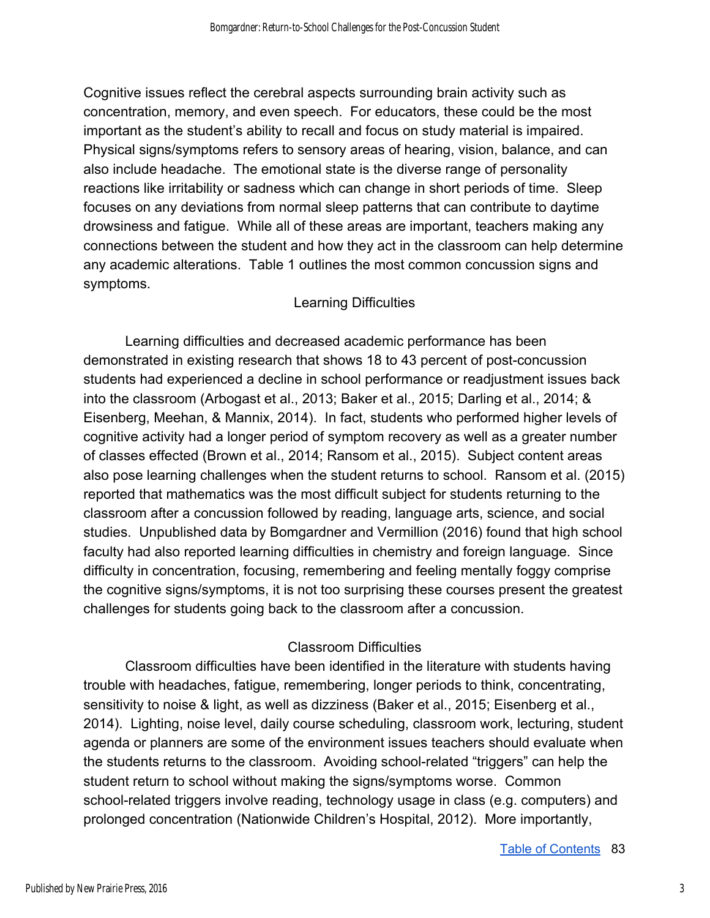Cognitive issues reflect the cerebral aspects surrounding brain activity such as concentration, memory, and even speech. For educators, these could be the most important as the student's ability to recall and focus on study material is impaired. Physical signs/symptoms refers to sensory areas of hearing, vision, balance, and can also include headache. The emotional state is the diverse range of personality reactions like irritability or sadness which can change in short periods of time. Sleep focuses on any deviations from normal sleep patterns that can contribute to daytime drowsiness and fatigue. While all of these areas are important, teachers making any connections between the student and how they act in the classroom can help determine any academic alterations. Table 1 outlines the most common concussion signs and symptoms.

## Learning Difficulties

Learning difficulties and decreased academic performance has been demonstrated in existing research that shows 18 to 43 percent of post-concussion students had experienced a decline in school performance or readjustment issues back into the classroom (Arbogast et al., 2013; Baker et al., 2015; Darling et al., 2014; & Eisenberg, Meehan, & Mannix, 2014). In fact, students who performed higher levels of cognitive activity had a longer period of symptom recovery as well as a greater number of classes effected (Brown et al., 2014; Ransom et al., 2015). Subject content areas also pose learning challenges when the student returns to school. Ransom et al. (2015) reported that mathematics was the most difficult subject for students returning to the classroom after a concussion followed by reading, language arts, science, and social studies. Unpublished data by Bomgardner and Vermillion (2016) found that high school faculty had also reported learning difficulties in chemistry and foreign language. Since difficulty in concentration, focusing, remembering and feeling mentally foggy comprise the cognitive signs/symptoms, it is not too surprising these courses present the greatest challenges for students going back to the classroom after a concussion.

## Classroom Difficulties

Classroom difficulties have been identified in the literature with students having trouble with headaches, fatigue, remembering, longer periods to think, concentrating, sensitivity to noise & light, as well as dizziness (Baker et al., 2015; Eisenberg et al., 2014). Lighting, noise level, daily course scheduling, classroom work, lecturing, student agenda or planners are some of the environment issues teachers should evaluate when the students returns to the classroom. Avoiding school-related "triggers" can help the student return to school without making the signs/symptoms worse. Common school-related triggers involve reading, technology usage in class (e.g. computers) and prolonged concentration (Nationwide Children's Hospital, 2012). More importantly,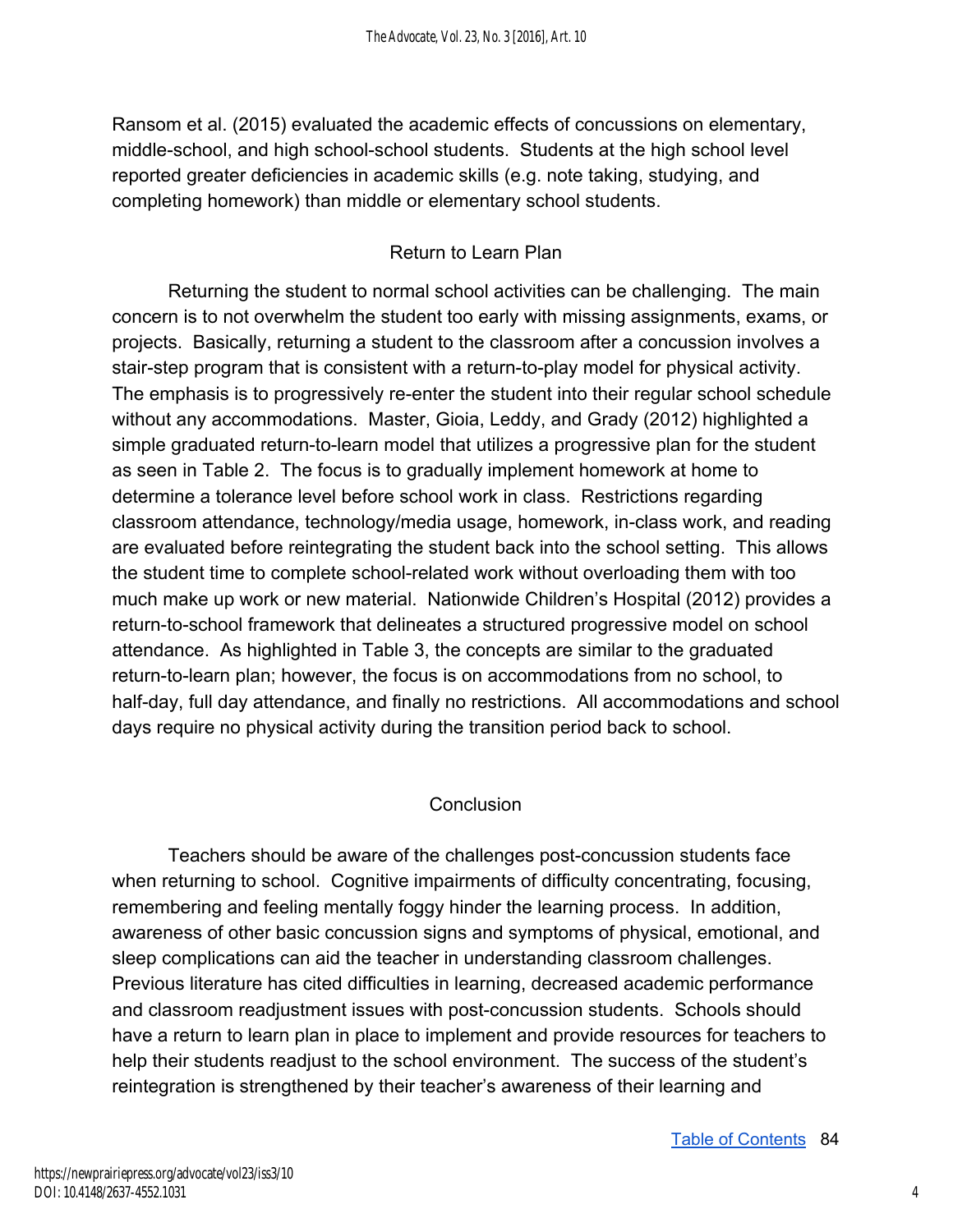Ransom et al. (2015) evaluated the academic effects of concussions on elementary, middle-school, and high school-school students. Students at the high school level reported greater deficiencies in academic skills (e.g. note taking, studying, and completing homework) than middle or elementary school students.

## Return to Learn Plan

Returning the student to normal school activities can be challenging. The main concern is to not overwhelm the student too early with missing assignments, exams, or projects. Basically, returning a student to the classroom after a concussion involves a stair-step program that is consistent with a return-to-play model for physical activity. The emphasis is to progressively re-enter the student into their regular school schedule without any accommodations. Master, Gioia, Leddy, and Grady (2012) highlighted a simple graduated return-to-learn model that utilizes a progressive plan for the student as seen in Table 2. The focus is to gradually implement homework at home to determine a tolerance level before school work in class. Restrictions regarding classroom attendance, technology/media usage, homework, in-class work, and reading are evaluated before reintegrating the student back into the school setting. This allows the student time to complete school-related work without overloading them with too much make up work or new material. Nationwide Children's Hospital (2012) provides a return-to-school framework that delineates a structured progressive model on school attendance. As highlighted in Table 3, the concepts are similar to the graduated return-to-learn plan; however, the focus is on accommodations from no school, to half-day, full day attendance, and finally no restrictions. All accommodations and school days require no physical activity during the transition period back to school.

## Conclusion

Teachers should be aware of the challenges post-concussion students face when returning to school. Cognitive impairments of difficulty concentrating, focusing, remembering and feeling mentally foggy hinder the learning process. In addition, awareness of other basic concussion signs and symptoms of physical, emotional, and sleep complications can aid the teacher in understanding classroom challenges. Previous literature has cited difficulties in learning, decreased academic performance and classroom readjustment issues with post-concussion students. Schools should have a return to learn plan in place to implement and provide resources for teachers to help their students readjust to the school environment. The success of the student's reintegration is strengthened by their teacher's awareness of their learning and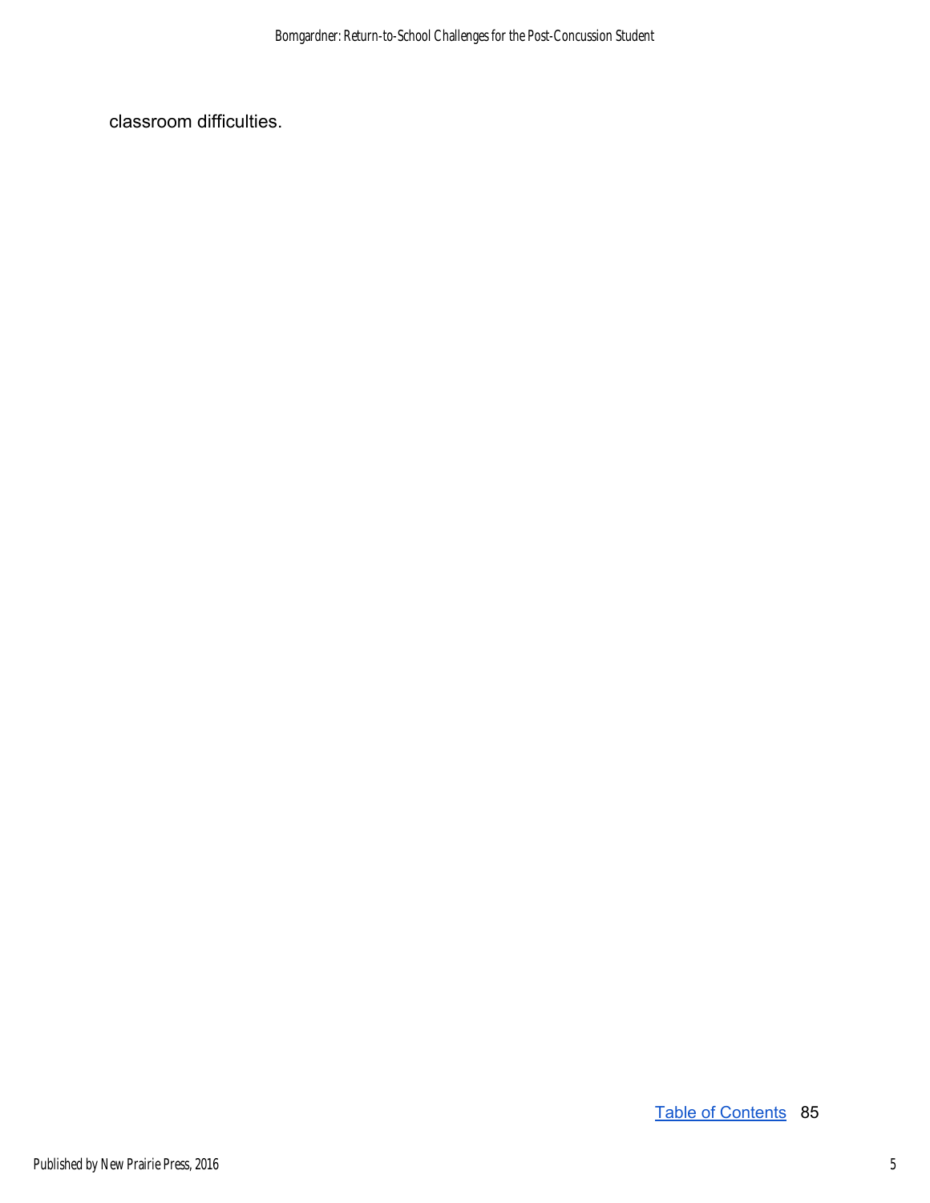classroom difficulties.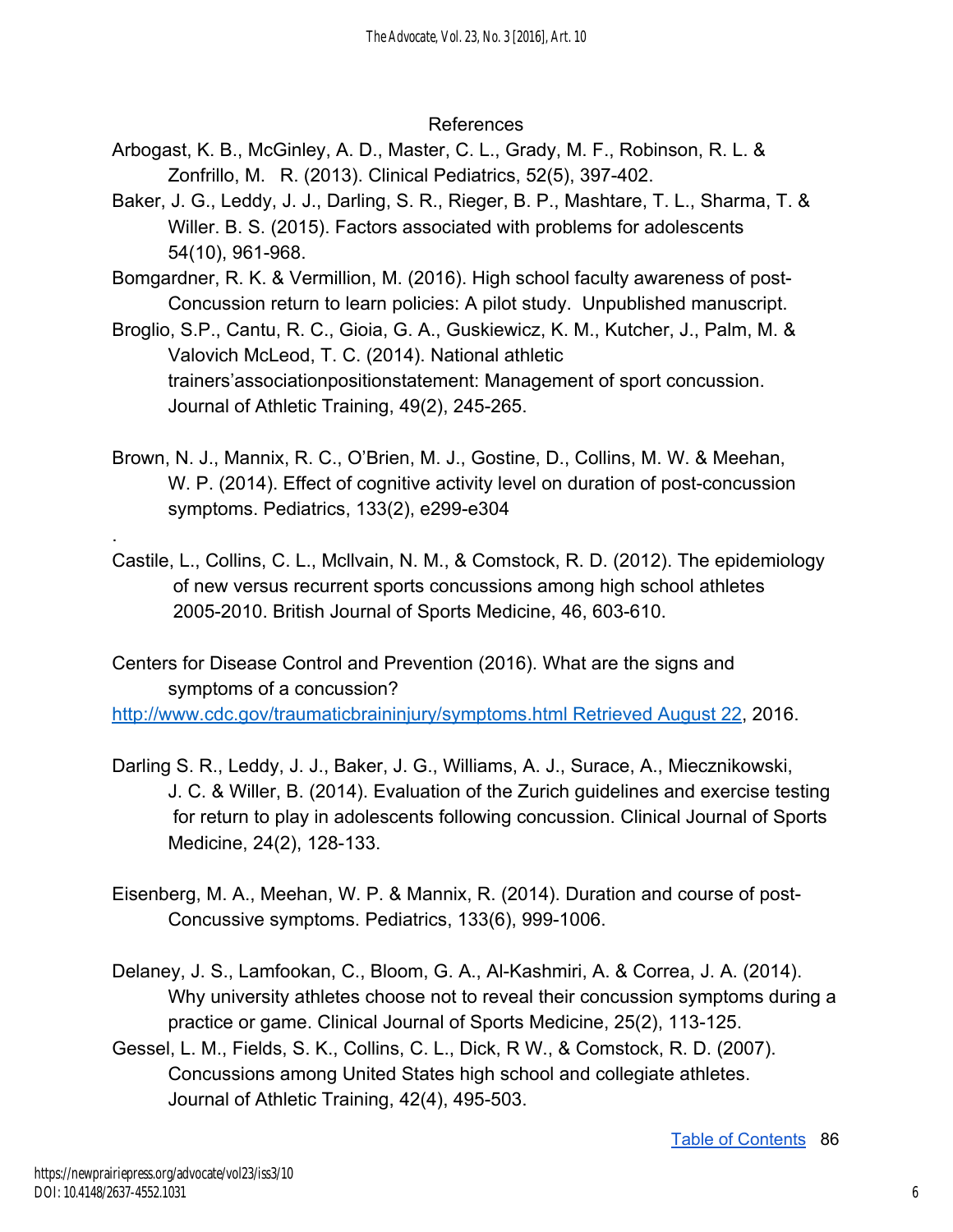## References

Arbogast, K. B., McGinley, A. D., Master, C. L., Grady, M. F., Robinson, R. L. & Zonfrillo, M. R. (2013). Clinical Pediatrics, 52(5), 397-402.

Baker, J. G., Leddy, J. J., Darling, S. R., Rieger, B. P., Mashtare, T. L., Sharma, T. & Willer. B. S. (2015). Factors associated with problems for adolescents 54(10), 961-968.

Bomgardner, R. K. & Vermillion, M. (2016). High school faculty awareness of post-Concussion return to learn policies: A pilot study. Unpublished manuscript.

Broglio, S.P., Cantu, R. C., Gioia, G. A., Guskiewicz, K. M., Kutcher, J., Palm, M. & Valovich McLeod, T. C. (2014). National athletic trainers'associationpositionstatement: Management of sport concussion. Journal of Athletic Training, 49(2), 245-265.

Brown, N. J., Mannix, R. C., O'Brien, M. J., Gostine, D., Collins, M. W. & Meehan, W. P. (2014). Effect of cognitive activity level on duration of post-concussion symptoms. Pediatrics, 133(2), e299-e304

.

Castile, L., Collins, C. L., McIlvain, N. M., & Comstock, R. D. (2012). The epidemiology of new versus recurrent sports concussions among high school athletes 2005-2010. British Journal of Sports Medicine, 46, 603-610.

Centers for Disease Control and Prevention (2016). What are the signs and symptoms of a concussion? http://www.cdc.gov/traumaticbraininjury/symptoms.html Retrieved August 22, 2016.

Darling S. R., Leddy, J. J., Baker, J. G., Williams, A. J., Surace, A., Miecznikowski, J. C. & Willer, B. (2014). Evaluation of the Zurich guidelines and exercise testing for return to play in adolescents following concussion. Clinical Journal of Sports Medicine, 24(2), 128-133.

Eisenberg, M. A., Meehan, W. P. & Mannix, R. (2014). Duration and course of post-Concussive symptoms. Pediatrics, 133(6), 999-1006.

Delaney, J. S., Lamfookan, C., Bloom, G. A., Al-Kashmiri, A. & Correa, J. A. (2014). Why university athletes choose not to reveal their concussion symptoms during a practice or game. Clinical Journal of Sports Medicine, 25(2), 113-125.

Gessel, L. M., Fields, S. K., Collins, C. L., Dick, R W., & Comstock, R. D. (2007). Concussions among United States high school and collegiate athletes. Journal of Athletic Training, 42(4), 495-503.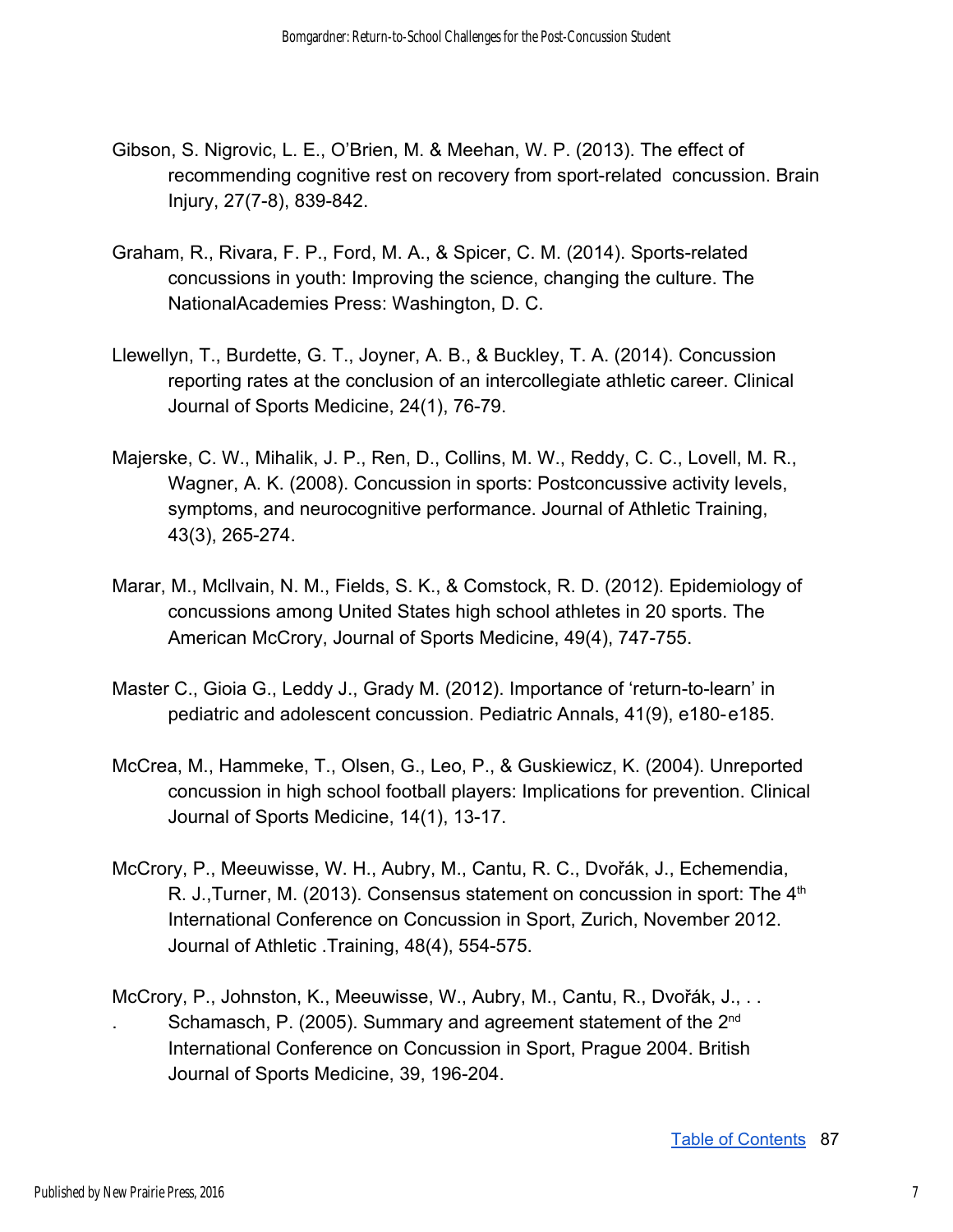Gibson, S. Nigrovic, L. E., O'Brien, M. & Meehan, W. P. (2013). The effect of recommending cognitive rest on recovery from sport-related concussion. Brain Injury, 27(7-8), 839-842.

Graham, R., Rivara, F. P., Ford, M. A., & Spicer, C. M. (2014). Sports-related concussions in youth: Improving the science, changing the culture. The NationalAcademies Press: Washington, D. C.

Llewellyn, T., Burdette, G. T., Joyner, A. B., & Buckley, T. A. (2014). Concussion reporting rates at the conclusion of an intercollegiate athletic career. Clinical Journal of Sports Medicine, 24(1), 76-79.

Majerske, C. W., Mihalik, J. P., Ren, D., Collins, M. W., Reddy, C. C., Lovell, M. R., Wagner, A. K. (2008). Concussion in sports: Postconcussive activity levels, symptoms, and neurocognitive performance. Journal of Athletic Training, 43(3), 265-274.

Marar, M., McIlvain, N. M., Fields, S. K., & Comstock, R. D. (2012). Epidemiology of concussions among United States high school athletes in 20 sports. The American McCrory, Journal of Sports Medicine, 49(4), 747-755.

Master C., Gioia G., Leddy J., Grady M. (2012). Importance of 'return-to-learn' in pediatric and adolescent concussion. Pediatric Annals, 41(9), e180- e185.

McCrea, M., Hammeke, T., Olsen, G., Leo, P., & Guskiewicz, K. (2004). Unreported concussion in high school football players: Implications for prevention. Clinical Journal of Sports Medicine, 14(1), 13-17.

McCrory, P., Meeuwisse, W. H., Aubry, M., Cantu, R. C., Dvořák, J., Echemendia, R. J.,Turner, M. (2013). Consensus statement on concussion in sport: The 4th International Conference on Concussion in Sport, Zurich, November 2012. Journal of Athletic .Training, 48(4), 554-575.

McCrory, P., Johnston, K., Meeuwisse, W., Aubry, M., Cantu, R., Dvořák, J., . . . Schamasch, P. (2005). Summary and agreement statement of the 2nd International Conference on Concussion in Sport, Prague 2004. British Journal of Sports Medicine, 39, 196-204.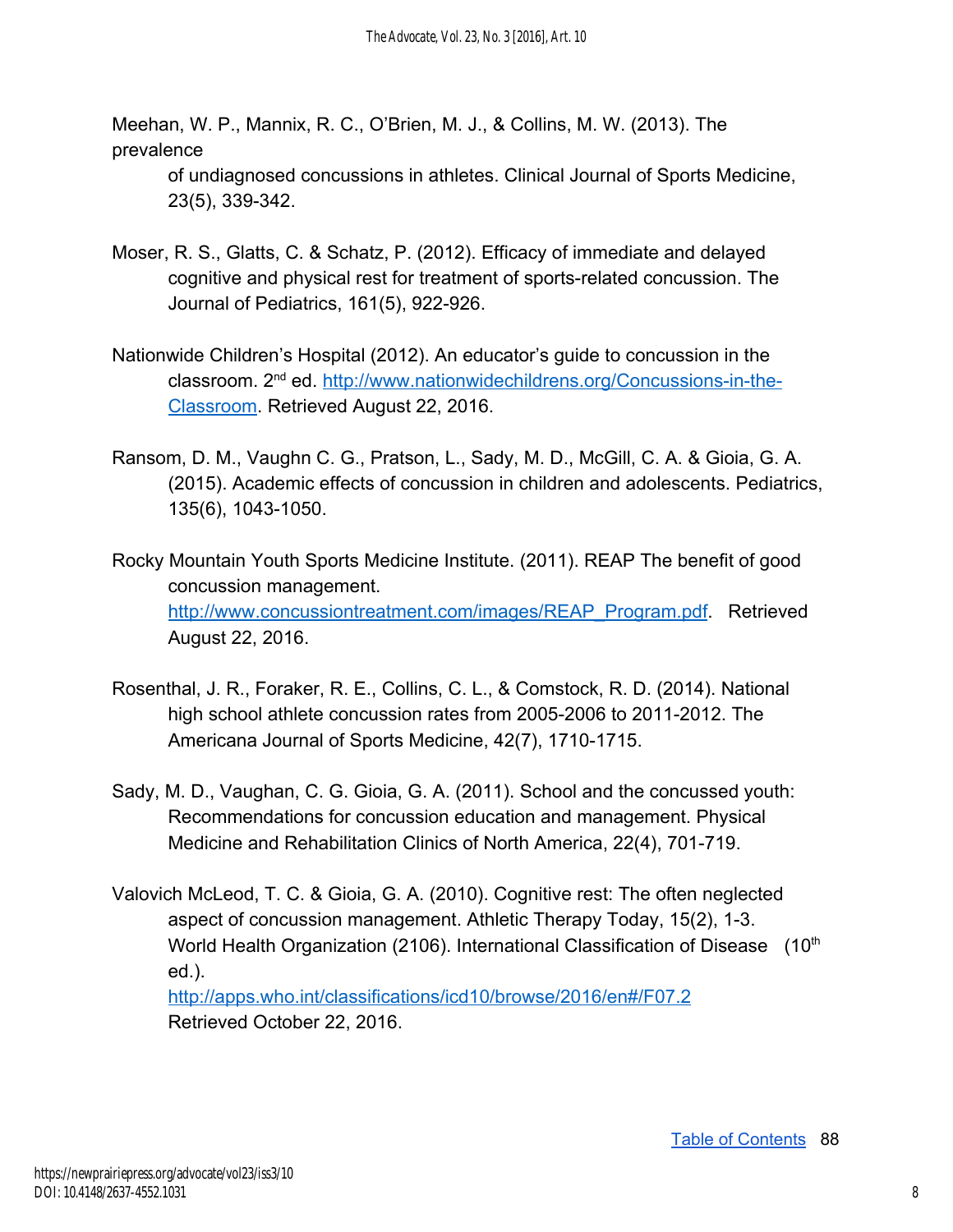Meehan, W. P., Mannix, R. C., O'Brien, M. J., & Collins, M. W. (2013). The prevalence of undiagnosed concussions in athletes. Clinical Journal of Sports Medicine, 23(5), 339-342.

Moser, R. S., Glatts, C. & Schatz, P. (2012). Efficacy of immediate and delayed cognitive and physical rest for treatment of sports-related concussion. The Journal of Pediatrics, 161(5), 922-926.

Nationwide Children's Hospital (2012). An educator's guide to concussion in the classroom. 2nd ed. http://www.nationwidechildrens.org/Concussions-in-the-Classroom. Retrieved August 22, 2016.

Ransom, D. M., Vaughn C. G., Pratson, L., Sady, M. D., McGill, C. A. & Gioia, G. A. (2015). Academic effects of concussion in children and adolescents. Pediatrics, 135(6), 1043-1050.

Rocky Mountain Youth Sports Medicine Institute. (2011). REAP The benefit of good concussion management. http://www.concussiontreatment.com/images/REAP_Program.pdf. Retrieved August 22, 2016.

Rosenthal, J. R., Foraker, R. E., Collins, C. L., & Comstock, R. D. (2014). National high school athlete concussion rates from 2005-2006 to 2011-2012. The Americana Journal of Sports Medicine, 42(7), 1710-1715.

Sady, M. D., Vaughan, C. G. Gioia, G. A. (2011). School and the concussed youth: Recommendations for concussion education and management. Physical Medicine and Rehabilitation Clinics of North America, 22(4), 701-719.

Valovich McLeod, T. C. & Gioia, G. A. (2010). Cognitive rest: The often neglected aspect of concussion management. Athletic Therapy Today, 15(2), 1-3. World Health Organization (2106). International Classification of Disease (10th ed.). http://apps.who.int/classifications/icd10/browse/2016/en#/F07.2 Retrieved October 22, 2016.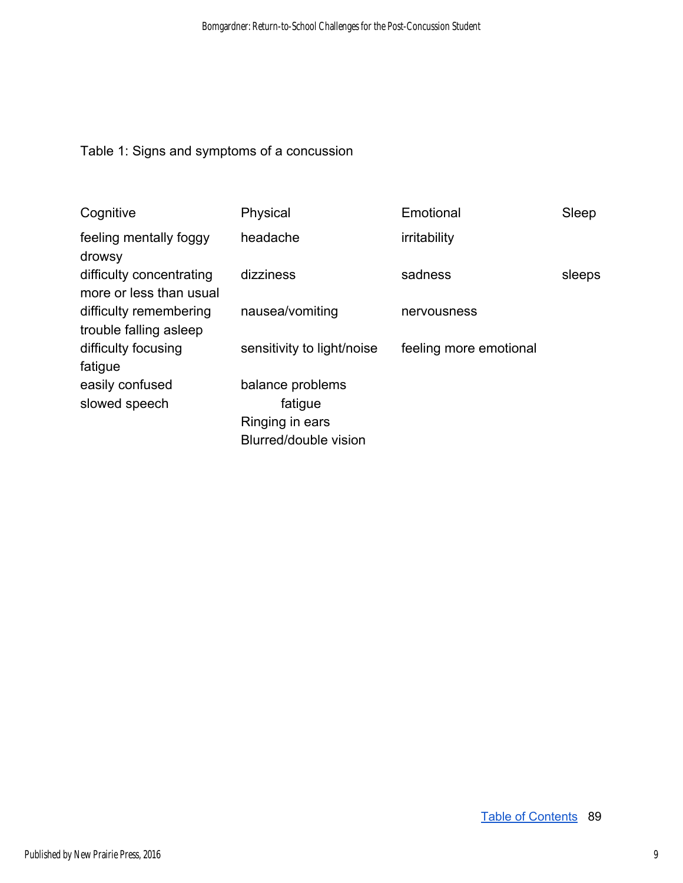Table 1: Signs and symptoms of a concussion

| Cognitive | Physical | Emotional | Sleep |
|---|---|---|---|
| feeling mentally foggy | headache | irritability | |
| drowsy | | | |
| difficulty concentrating | dizziness | sadness | sleeps |
| more or less than usual | | | |
| difficulty remembering | nausea/vomiting | nervousness | |
| trouble falling asleep | | | |
| difficulty focusing | sensitivity to light/noise | feeling more emotional | |
| fatigue | | | |
| easily confused | balance problems | | |
| slowed speech | fatigue | | |
| | Ringing in ears | | |
| | Blurred/double vision | | |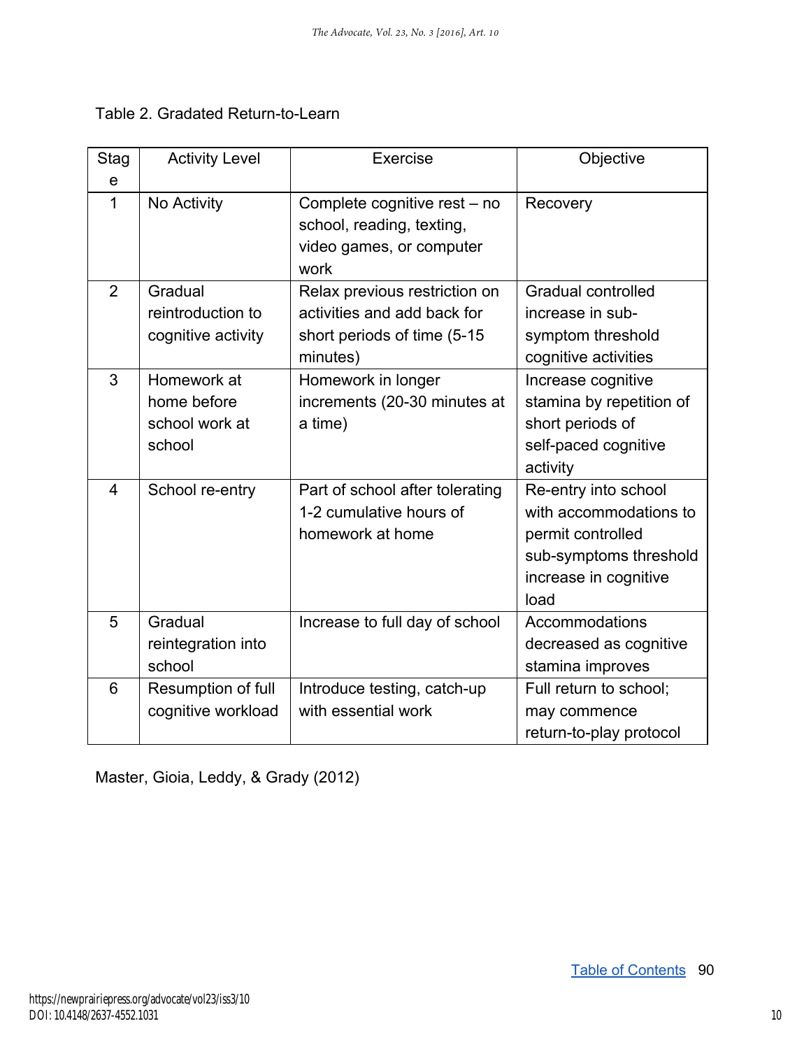Table 2. Gradated Return-to-Learn

| Stage | Activity Level | Exercise | Objective |
|---|---|---|---|
| 1 | No Activity | Complete cognitive rest – no school, reading, texting, video games, or computer work | Recovery |
| 2 | Gradual reintroduction to cognitive activity | Relax previous restriction on activities and add back for short periods of time (5-15 minutes) | Gradual controlled increase in sub-symptom threshold cognitive activities |
| 3 | Homework at home before school work at school | Homework in longer increments (20-30 minutes at a time) | Increase cognitive stamina by repetition of short periods of self-paced cognitive activity |
| 4 | School re-entry | Part of school after tolerating 1-2 cumulative hours of homework at home | Re-entry into school with accommodations to permit controlled sub-symptoms threshold increase in cognitive load |
| 5 | Gradual reintegration into school | Increase to full day of school | Accommodations decreased as cognitive stamina improves |
| 6 | Resumption of full cognitive workload | Introduce testing, catch-up with essential work | Full return to school; may commence return-to-play protocol |

Master, Gioia, Leddy, & Grady (2012)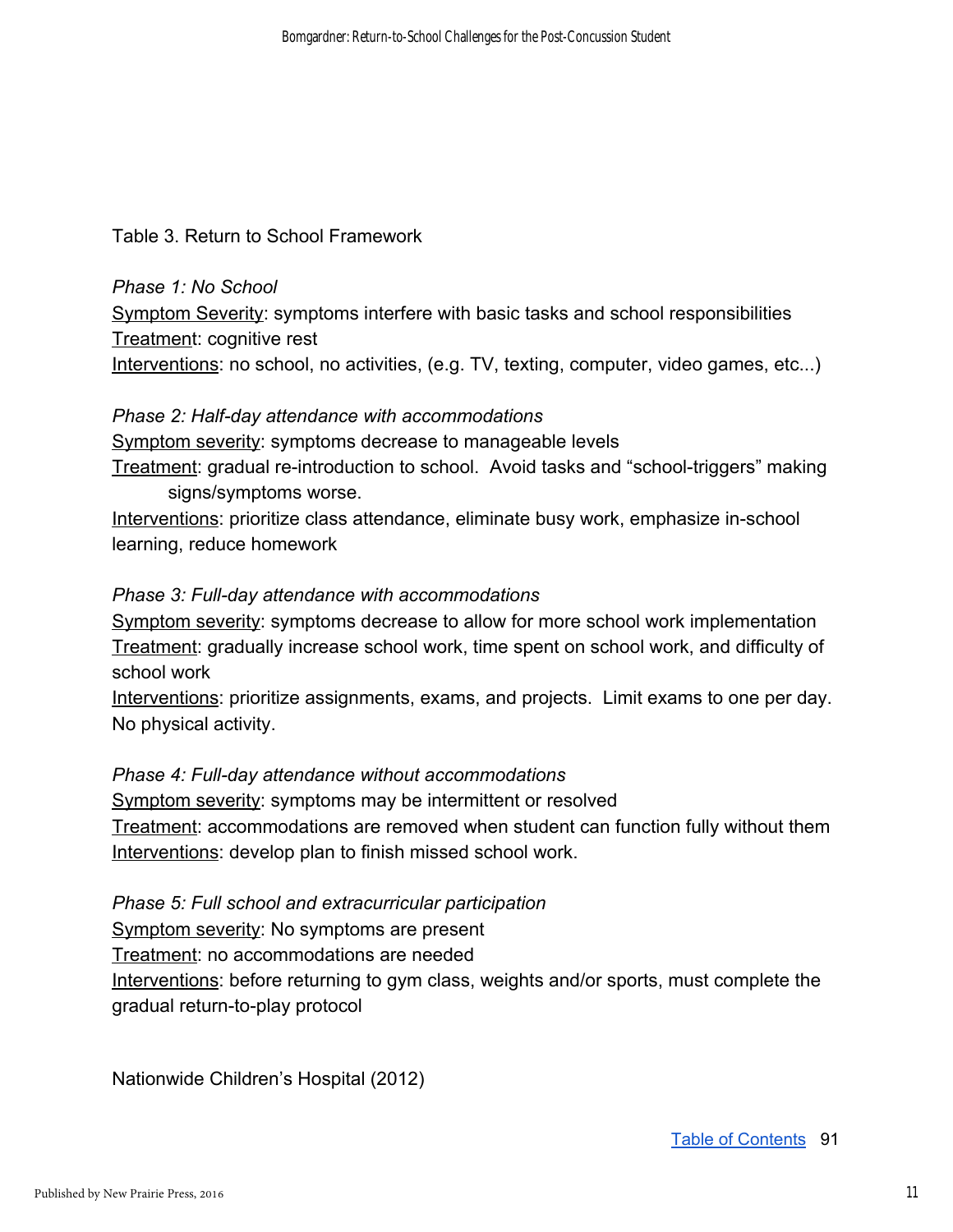Table 3. Return to School Framework

*Phase 1: No School*

Symptom Severity: symptoms interfere with basic tasks and school responsibilities
Treatment: cognitive rest
Interventions: no school, no activities, (e.g. TV, texting, computer, video games, etc...)

*Phase 2: Half-day attendance with accommodations*

Symptom severity: symptoms decrease to manageable levels
Treatment: gradual re-introduction to school. Avoid tasks and “school-triggers” making signs/symptoms worse.
Interventions: prioritize class attendance, eliminate busy work, emphasize in-school learning, reduce homework

*Phase 3: Full-day attendance with accommodations*

Symptom severity: symptoms decrease to allow for more school work implementation
Treatment: gradually increase school work, time spent on school work, and difficulty of school work
Interventions: prioritize assignments, exams, and projects. Limit exams to one per day. No physical activity.

*Phase 4: Full-day attendance without accommodations*

Symptom severity: symptoms may be intermittent or resolved
Treatment: accommodations are removed when student can function fully without them
Interventions: develop plan to finish missed school work.

*Phase 5: Full school and extracurricular participation*

Symptom severity: No symptoms are present
Treatment: no accommodations are needed
Interventions: before returning to gym class, weights and/or sports, must complete the gradual return-to-play protocol

Nationwide Children’s Hospital (2012)